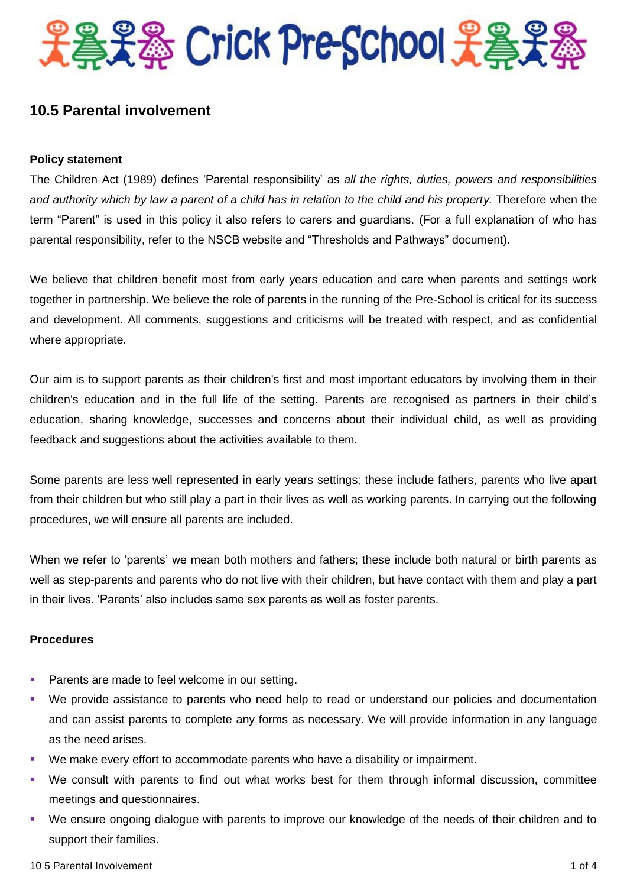# Crick Pre-School

## 10.5 Parental involvement

**Policy statement**

The Children Act (1989) defines 'Parental responsibility' as *all the rights, duties, powers and responsibilities and authority which by law a parent of a child has in relation to the child and his property.* Therefore when the term "Parent" is used in this policy it also refers to carers and guardians. (For a full explanation of who has parental responsibility, refer to the NSCB website and "Thresholds and Pathways" document).

We believe that children benefit most from early years education and care when parents and settings work together in partnership. We believe the role of parents in the running of the Pre-School is critical for its success and development. All comments, suggestions and criticisms will be treated with respect, and as confidential where appropriate.

Our aim is to support parents as their children's first and most important educators by involving them in their children's education and in the full life of the setting. Parents are recognised as partners in their child's education, sharing knowledge, successes and concerns about their individual child, as well as providing feedback and suggestions about the activities available to them.

Some parents are less well represented in early years settings; these include fathers, parents who live apart from their children but who still play a part in their lives as well as working parents. In carrying out the following procedures, we will ensure all parents are included.

When we refer to 'parents' we mean both mothers and fathers; these include both natural or birth parents as well as step-parents and parents who do not live with their children, but have contact with them and play a part in their lives. 'Parents' also includes same sex parents as well as foster parents.

**Procedures**

- Parents are made to feel welcome in our setting.
- We provide assistance to parents who need help to read or understand our policies and documentation and can assist parents to complete any forms as necessary. We will provide information in any language as the need arises.
- We make every effort to accommodate parents who have a disability or impairment.
- We consult with parents to find out what works best for them through informal discussion, committee meetings and questionnaires.
- We ensure ongoing dialogue with parents to improve our knowledge of the needs of their children and to support their families.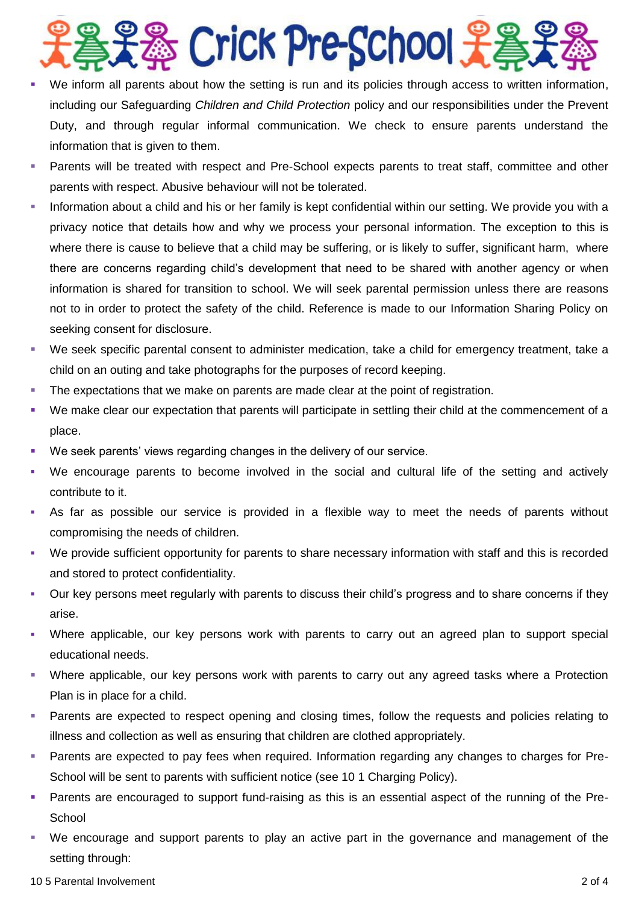- We inform all parents about how the setting is run and its policies through access to written information, including our Safeguarding *Children and Child Protection* policy and our responsibilities under the Prevent Duty, and through regular informal communication. We check to ensure parents understand the information that is given to them.
- Parents will be treated with respect and Pre-School expects parents to treat staff, committee and other parents with respect. Abusive behaviour will not be tolerated.
- Information about a child and his or her family is kept confidential within our setting. We provide you with a privacy notice that details how and why we process your personal information. The exception to this is where there is cause to believe that a child may be suffering, or is likely to suffer, significant harm, where there are concerns regarding child's development that need to be shared with another agency or when information is shared for transition to school. We will seek parental permission unless there are reasons not to in order to protect the safety of the child. Reference is made to our Information Sharing Policy on seeking consent for disclosure.
- We seek specific parental consent to administer medication, take a child for emergency treatment, take a child on an outing and take photographs for the purposes of record keeping.
- The expectations that we make on parents are made clear at the point of registration.
- We make clear our expectation that parents will participate in settling their child at the commencement of a place.
- We seek parents' views regarding changes in the delivery of our service.
- We encourage parents to become involved in the social and cultural life of the setting and actively contribute to it.
- As far as possible our service is provided in a flexible way to meet the needs of parents without compromising the needs of children.
- We provide sufficient opportunity for parents to share necessary information with staff and this is recorded and stored to protect confidentiality.
- Our key persons meet regularly with parents to discuss their child's progress and to share concerns if they arise.
- Where applicable, our key persons work with parents to carry out an agreed plan to support special educational needs.
- Where applicable, our key persons work with parents to carry out any agreed tasks where a Protection Plan is in place for a child.
- Parents are expected to respect opening and closing times, follow the requests and policies relating to illness and collection as well as ensuring that children are clothed appropriately.
- Parents are expected to pay fees when required. Information regarding any changes to charges for Pre-School will be sent to parents with sufficient notice (see 10 1 Charging Policy).
- Parents are encouraged to support fund-raising as this is an essential aspect of the running of the Pre-School
- We encourage and support parents to play an active part in the governance and management of the setting through: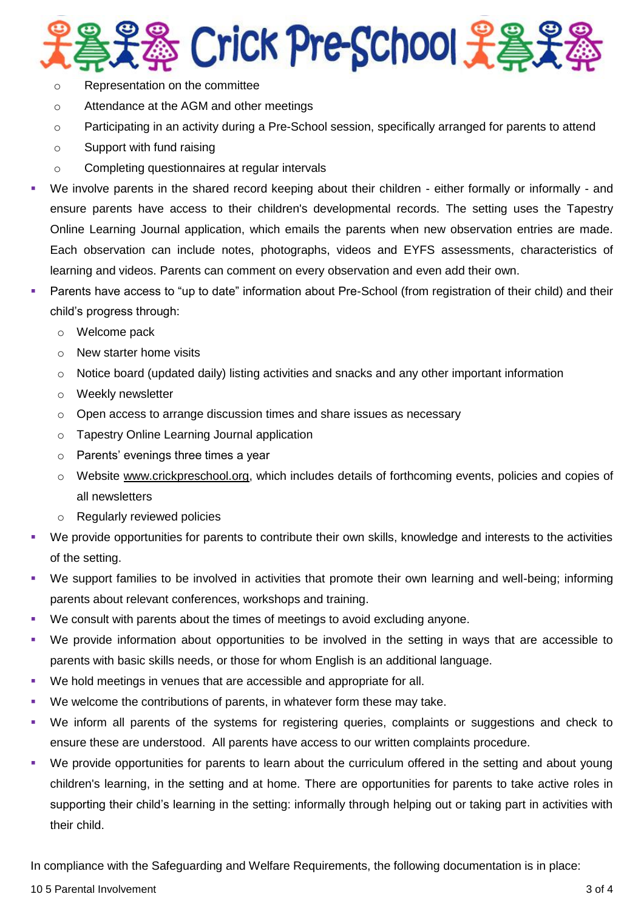- Representation on the committee
  - Attendance at the AGM and other meetings
  - Participating in an activity during a Pre-School session, specifically arranged for parents to attend
  - Support with fund raising
  - Completing questionnaires at regular intervals
- We involve parents in the shared record keeping about their children - either formally or informally - and ensure parents have access to their children's developmental records. The setting uses the Tapestry Online Learning Journal application, which emails the parents when new observation entries are made. Each observation can include notes, photographs, videos and EYFS assessments, characteristics of learning and videos. Parents can comment on every observation and even add their own.
- Parents have access to "up to date" information about Pre-School (from registration of their child) and their child's progress through:
  - Welcome pack
  - New starter home visits
  - Notice board (updated daily) listing activities and snacks and any other important information
  - Weekly newsletter
  - Open access to arrange discussion times and share issues as necessary
  - Tapestry Online Learning Journal application
  - Parents' evenings three times a year
  - Website www.crickpreschool.org, which includes details of forthcoming events, policies and copies of all newsletters
  - Regularly reviewed policies
- We provide opportunities for parents to contribute their own skills, knowledge and interests to the activities of the setting.
- We support families to be involved in activities that promote their own learning and well-being; informing parents about relevant conferences, workshops and training.
- We consult with parents about the times of meetings to avoid excluding anyone.
- We provide information about opportunities to be involved in the setting in ways that are accessible to parents with basic skills needs, or those for whom English is an additional language.
- We hold meetings in venues that are accessible and appropriate for all.
- We welcome the contributions of parents, in whatever form these may take.
- We inform all parents of the systems for registering queries, complaints or suggestions and check to ensure these are understood. All parents have access to our written complaints procedure.
- We provide opportunities for parents to learn about the curriculum offered in the setting and about young children's learning, in the setting and at home. There are opportunities for parents to take active roles in supporting their child's learning in the setting: informally through helping out or taking part in activities with their child.

In compliance with the Safeguarding and Welfare Requirements, the following documentation is in place: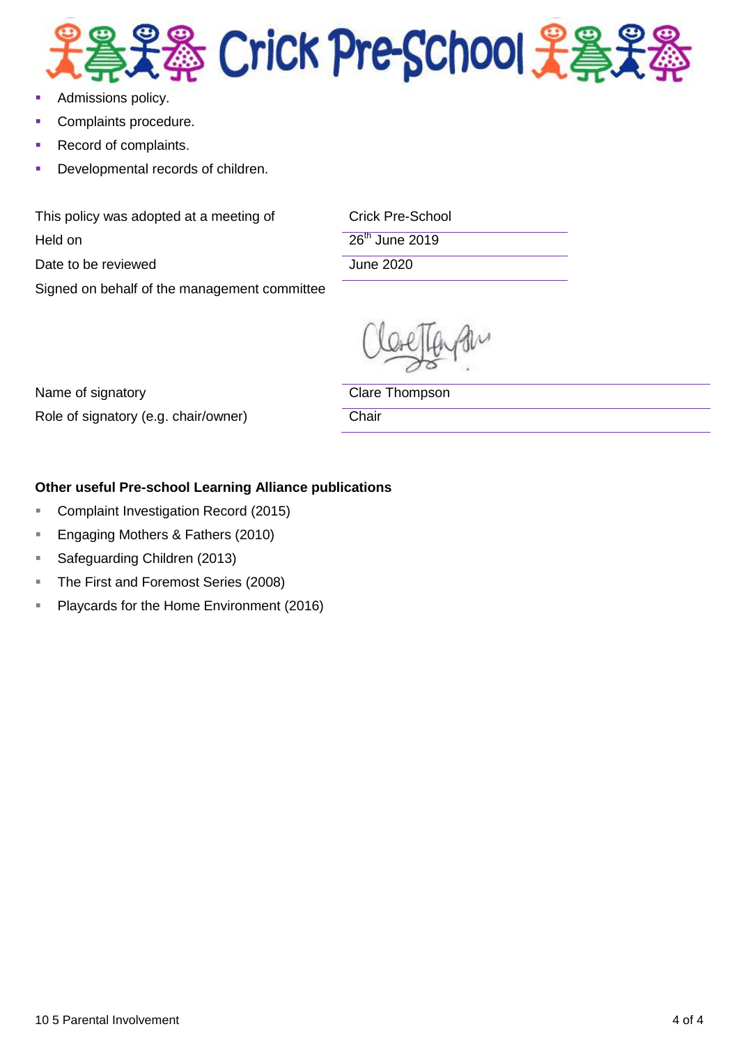- Admissions policy.
- Complaints procedure.
- Record of complaints.
- Developmental records of children.

| | |
|---|---|
| This policy was adopted at a meeting of | Crick Pre-School |
| Held on | 26th June 2019 |
| Date to be reviewed | June 2020 |
| Signed on behalf of the management committee | |
| Name of signatory | Clare Thompson |
| Role of signatory (e.g. chair/owner) | Chair |

**Other useful Pre-school Learning Alliance publications**

- Complaint Investigation Record (2015)
- Engaging Mothers & Fathers (2010)
- Safeguarding Children (2013)
- The First and Foremost Series (2008)
- Playcards for the Home Environment (2016)